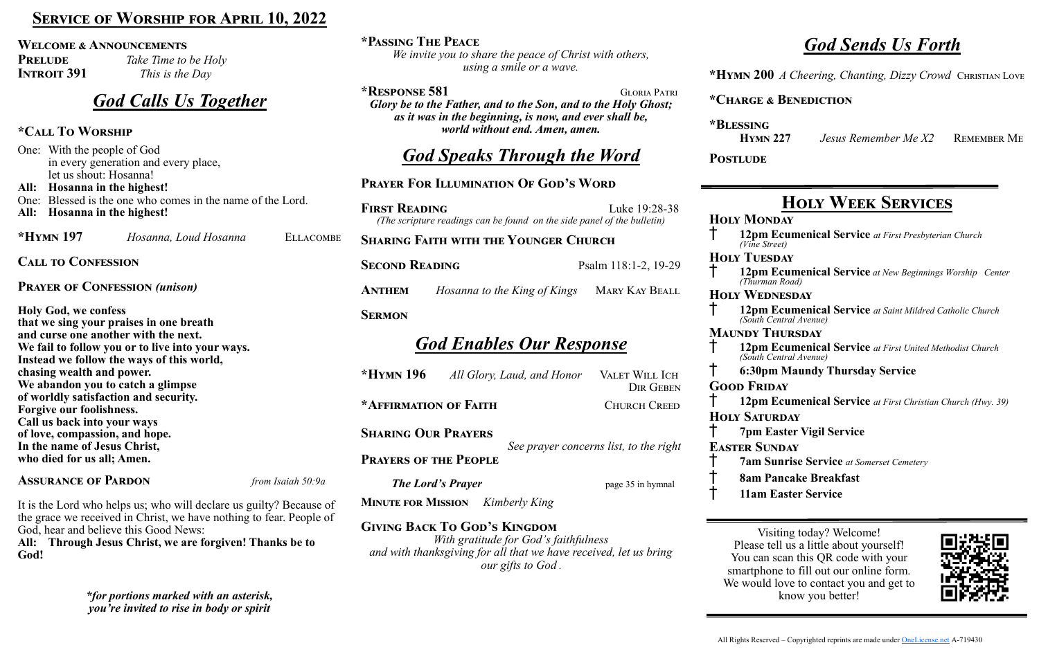# Service of Worship for April 10, 2022

**Welcome & Announcements**

**Prelude** *Take Time to be Holy*

**Introit 391** *This is the Day*

## *God Calls Us Together*

### *Call To Worship

One: With the people of God
in every generation and every place,
let us shout: Hosanna!

**All: Hosanna in the highest!**

One: Blessed is the one who comes in the name of the Lord.

**All: Hosanna in the highest!**

**\*Hymn 197** *Hosanna, Loud Hosanna* Ellacombe

**Call to Confession**

**Prayer of Confession** *(unison)*

**Holy God, we confess
that we sing your praises in one breath
and curse one another with the next.
We fail to follow you or to live into your ways.
Instead we follow the ways of this world,
chasing wealth and power.
We abandon you to catch a glimpse
of worldly satisfaction and security.
Forgive our foolishness.
Call us back into your ways
of love, compassion, and hope.
In the name of Jesus Christ,
who died for us all; Amen.**

**Assurance of Pardon** *from Isaiah 50:9a*

It is the Lord who helps us; who will declare us guilty? Because of the grace we received in Christ, we have nothing to fear. People of God, hear and believe this Good News:

**All: Through Jesus Christ, we are forgiven! Thanks be to God!**

*\*for portions marked with an asterisk, you're invited to rise in body or spirit*

**\*Passing The Peace**

*We invite you to share the peace of Christ with others, using a smile or a wave.*

**\*Response 581** Gloria Patri

***Glory be to the Father, and to the Son, and to the Holy Ghost; as it was in the beginning, is now, and ever shall be, world without end. Amen, amen.***

## *God Speaks Through the Word*

**Prayer For Illumination Of God's Word**

**First Reading** Luke 19:28-38

*(The scripture readings can be found on the side panel of the bulletin)*

**Sharing Faith with the Younger Church**

**Second Reading** Psalm 118:1-2, 19-29

**Anthem** *Hosanna to the King of Kings* Mary Kay Beall

**Sermon**

## *God Enables Our Response*

**\*Hymn 196** *All Glory, Laud, and Honor* Valet Will Ich Dir Geben

**\*Affirmation of Faith** Church Creed

**Sharing Our Prayers**

*See prayer concerns list, to the right*

**Prayers of the People**

***The Lord's Prayer*** page 35 in hymnal

**Minute for Mission** *Kimberly King*

**Giving Back To God's Kingdom**

*With gratitude for God's faithfulness and with thanksgiving for all that we have received, let us bring our gifts to God .*

## *God Sends Us Forth*

**\*Hymn 200** *A Cheering, Chanting, Dizzy Crowd* Christian Love

**\*Charge & Benediction**

**\*Blessing**

**Hymn 227** *Jesus Remember Me X2* Remember Me

**Postlude**

## Holy Week Services

**Holy Monday**

† **12pm Ecumenical Service** *at First Presbyterian Church (Vine Street)*

**Holy Tuesday**

† **12pm Ecumenical Service** *at New Beginnings Worship Center (Thurman Road)*

**Holy Wednesday**

† **12pm Ecumenical Service** *at Saint Mildred Catholic Church (South Central Avenue)*

**Maundy Thursday**

† **12pm Ecumenical Service** *at First United Methodist Church (South Central Avenue)*

† **6:30pm Maundy Thursday Service**

**Good Friday**

† **12pm Ecumenical Service** *at First Christian Church (Hwy. 39)*

**Holy Saturday**

† **7pm Easter Vigil Service**

**Easter Sunday**

† **7am Sunrise Service** *at Somerset Cemetery*

† **8am Pancake Breakfast**

† **11am Easter Service**

Visiting today? Welcome!
Please tell us a little about yourself!
You can scan this QR code with your smartphone to fill out our online form.
We would love to contact you and get to know you better!

All Rights Reserved – Copyrighted reprints are made under OneLicense.net A-719430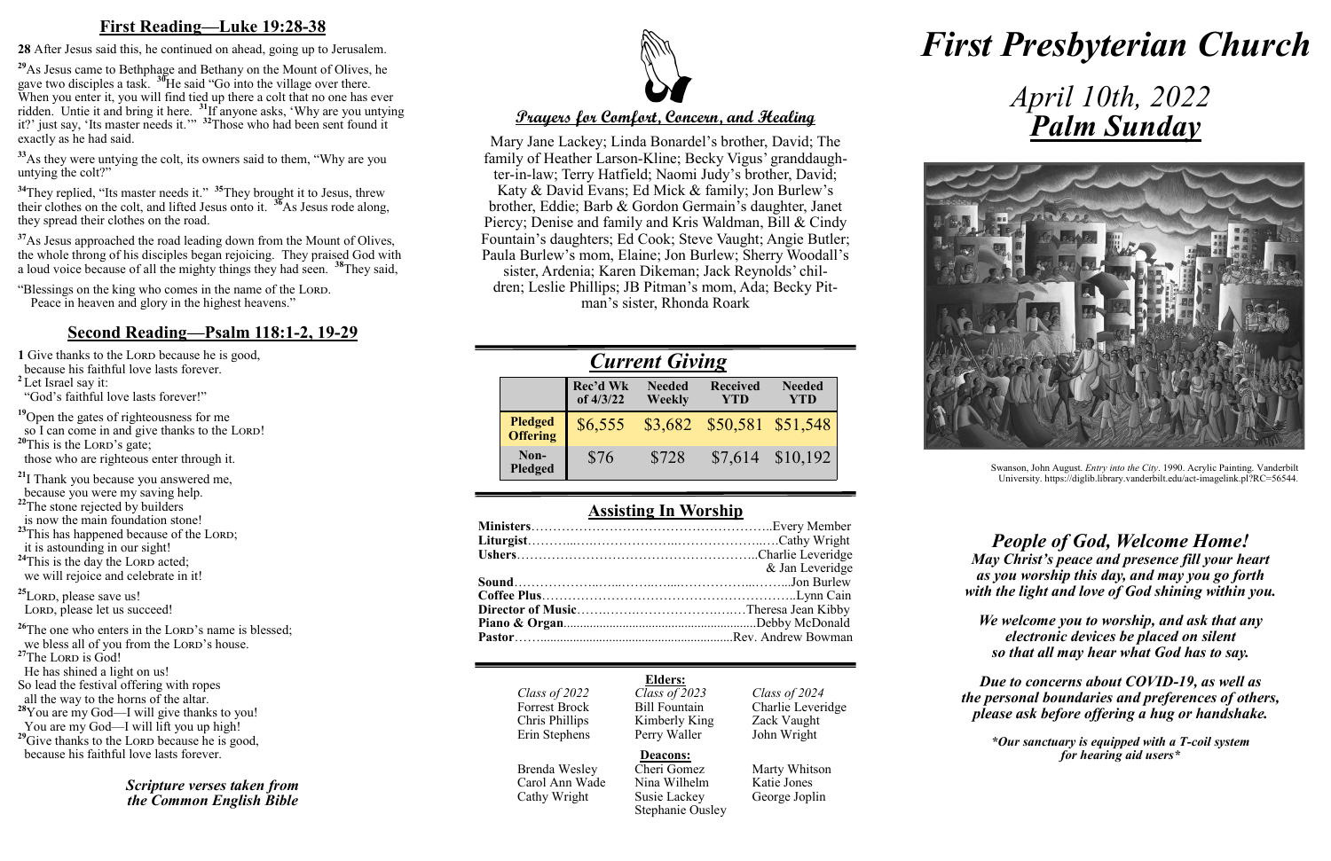## First Reading—Luke 19:28-38

**28** After Jesus said this, he continued on ahead, going up to Jerusalem.

**29** As Jesus came to Bethphage and Bethany on the Mount of Olives, he gave two disciples a task. **30** He said "Go into the village over there. When you enter it, you will find tied up there a colt that no one has ever ridden. Untie it and bring it here. **31** If anyone asks, 'Why are you untying it?' just say, 'Its master needs it.'" **32** Those who had been sent found it exactly as he had said.

**33** As they were untying the colt, its owners said to them, "Why are you untying the colt?"

**34** They replied, "Its master needs it." **35** They brought it to Jesus, threw their clothes on the colt, and lifted Jesus onto it. **36** As Jesus rode along, they spread their clothes on the road.

**37** As Jesus approached the road leading down from the Mount of Olives, the whole throng of his disciples began rejoicing. They praised God with a loud voice because of all the mighty things they had seen. **38** They said,

"Blessings on the king who comes in the name of the LORD.
Peace in heaven and glory in the highest heavens."

## Second Reading—Psalm 118:1-2, 19-29

**1** Give thanks to the LORD because he is good,
because his faithful love lasts forever.
**2** Let Israel say it:
"God's faithful love lasts forever!"

**19** Open the gates of righteousness for me
so I can come in and give thanks to the LORD!
**20** This is the LORD's gate;
those who are righteous enter through it.

**21** I Thank you because you answered me,
because you were my saving help.
**22** The stone rejected by builders
is now the main foundation stone!
**23** This has happened because of the LORD;
it is astounding in our sight!
**24** This is the day the LORD acted;
we will rejoice and celebrate in it!

**25** LORD, please save us!
LORD, please let us succeed!

**26** The one who enters in the LORD's name is blessed;
we bless all of you from the LORD's house.
**27** The LORD is God!
He has shined a light on us!
So lead the festival offering with ropes
all the way to the horns of the altar.
**28** You are my God—I will give thanks to you!
You are my God—I will lift you up high!
**29** Give thanks to the LORD because he is good,
because his faithful love lasts forever.

*Scripture verses taken from the Common English Bible*

## Prayers for Comfort, Concern, and Healing

Mary Jane Lackey; Linda Bonardel's brother, David; The family of Heather Larson-Kline; Becky Vigus' granddaughter-in-law; Terry Hatfield; Naomi Judy's brother, David; Katy & David Evans; Ed Mick & family; Jon Burlew's brother, Eddie; Barb & Gordon Germain's daughter, Janet Piercy; Denise and family and Kris Waldman, Bill & Cindy Fountain's daughters; Ed Cook; Steve Vaught; Angie Butler; Paula Burlew's mom, Elaine; Jon Burlew; Sherry Woodall's sister, Ardenia; Karen Dikeman; Jack Reynolds' children; Leslie Phillips; JB Pitman's mom, Ada; Becky Pitman's sister, Rhonda Roark

## Current Giving

| | Rec'd Wk of 4/3/22 | Needed Weekly | Received YTD | Needed YTD |
|---|---|---|---|---|
| **Pledged Offering** | $6,555 | $3,682 | $50,581 | $51,548 |
| **Non-Pledged** | $76 | $728 | $7,614 | $10,192 |

## Assisting In Worship

**Ministers**……Every Member
**Liturgist**……Cathy Wright
**Ushers**……Charlie Leveridge & Jan Leveridge
**Sound**……Jon Burlew
**Coffee Plus**……Lynn Cain
**Director of Music**……Theresa Jean Kibby
**Piano & Organ**……Debby McDonald
**Pastor**……Rev. Andrew Bowman

**Elders:**

| *Class of 2022* | *Class of 2023* | *Class of 2024* |
|---|---|---|
| Forrest Brock | Bill Fountain | Charlie Leveridge |
| Chris Phillips | Kimberly King | Zack Vaught |
| Erin Stephens | Perry Waller | John Wright |

**Deacons:**

| | | |
|---|---|---|
| Brenda Wesley | Cheri Gomez | Marty Whitson |
| Carol Ann Wade | Nina Wilhelm | Katie Jones |
| Cathy Wright | Susie Lackey | George Joplin |
| | Stephanie Ousley | |

# *First Presbyterian Church*

## *April 10th, 2022*
## ***Palm Sunday***

Swanson, John August. *Entry into the City*. 1990. Acrylic Painting. Vanderbilt University. https://diglib.library.vanderbilt.edu/act-imagelink.pl?RC=56544.

### *People of God, Welcome Home!*

***May Christ's peace and presence fill your heart as you worship this day, and may you go forth with the light and love of God shining within you.***

***We welcome you to worship, and ask that any electronic devices be placed on silent so that all may hear what God has to say.***

***Due to concerns about COVID-19, as well as the personal boundaries and preferences of others, please ask before offering a hug or handshake.***

****Our sanctuary is equipped with a T-coil system for hearing aid users****